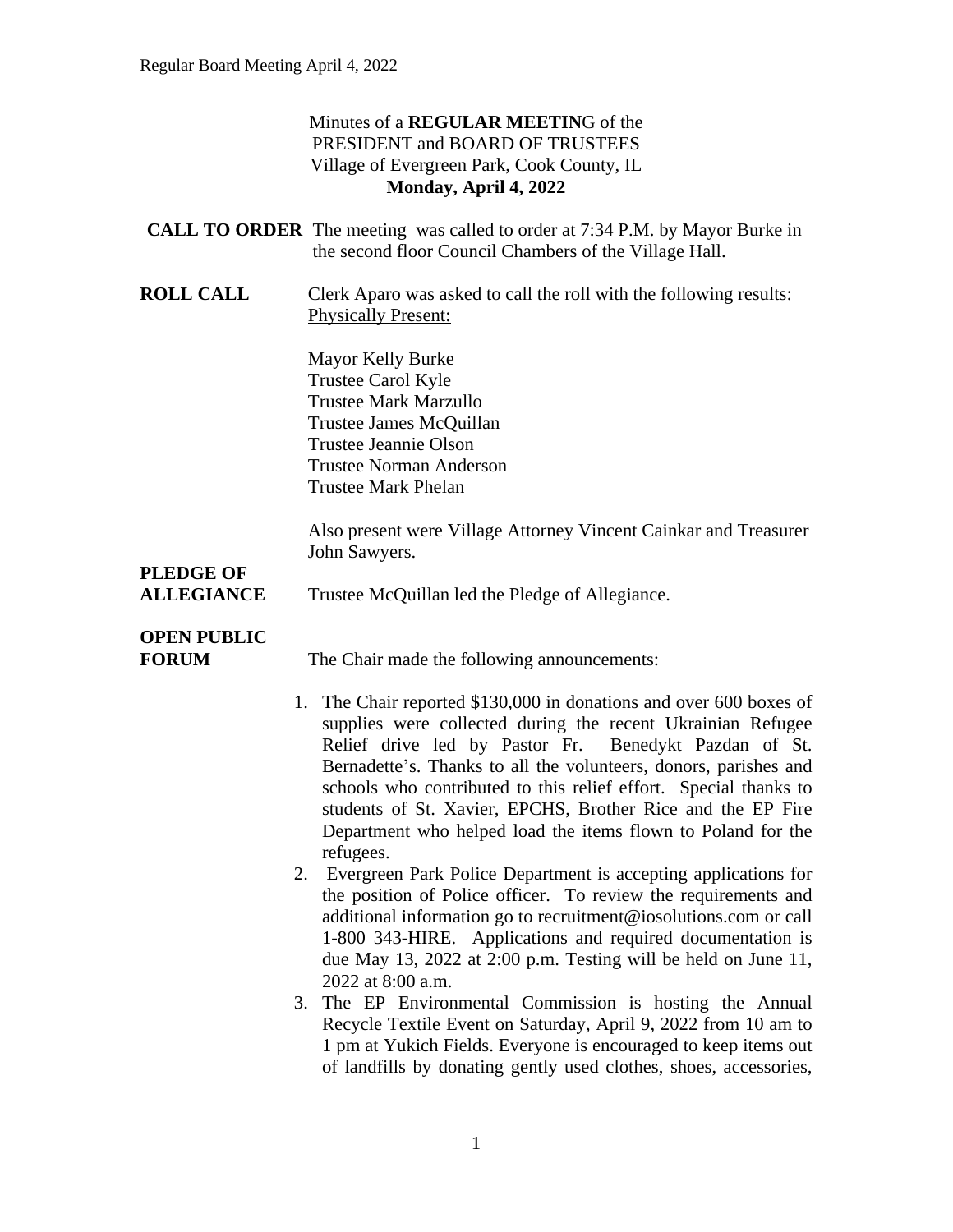Minutes of a **REGULAR MEETIN**G of the
PRESIDENT and BOARD OF TRUSTEES
Village of Evergreen Park, Cook County, IL
**Monday, April 4, 2022**

**CALL TO ORDER** The meeting was called to order at 7:34 P.M. by Mayor Burke in the second floor Council Chambers of the Village Hall.

**ROLL CALL** Clerk Aparo was asked to call the roll with the following results:
Physically Present:

Mayor Kelly Burke
Trustee Carol Kyle
Trustee Mark Marzullo
Trustee James McQuillan
Trustee Jeannie Olson
Trustee Norman Anderson
Trustee Mark Phelan

Also present were Village Attorney Vincent Cainkar and Treasurer John Sawyers.

**PLEDGE OF ALLEGIANCE** Trustee McQuillan led the Pledge of Allegiance.

**OPEN PUBLIC FORUM** The Chair made the following announcements:

1. The Chair reported $130,000 in donations and over 600 boxes of supplies were collected during the recent Ukrainian Refugee Relief drive led by Pastor Fr. Benedykt Pazdan of St. Bernadette's. Thanks to all the volunteers, donors, parishes and schools who contributed to this relief effort. Special thanks to students of St. Xavier, EPCHS, Brother Rice and the EP Fire Department who helped load the items flown to Poland for the refugees.
2. Evergreen Park Police Department is accepting applications for the position of Police officer. To review the requirements and additional information go to recruitment@iosolutions.com or call 1-800 343-HIRE. Applications and required documentation is due May 13, 2022 at 2:00 p.m. Testing will be held on June 11, 2022 at 8:00 a.m.
3. The EP Environmental Commission is hosting the Annual Recycle Textile Event on Saturday, April 9, 2022 from 10 am to 1 pm at Yukich Fields. Everyone is encouraged to keep items out of landfills by donating gently used clothes, shoes, accessories,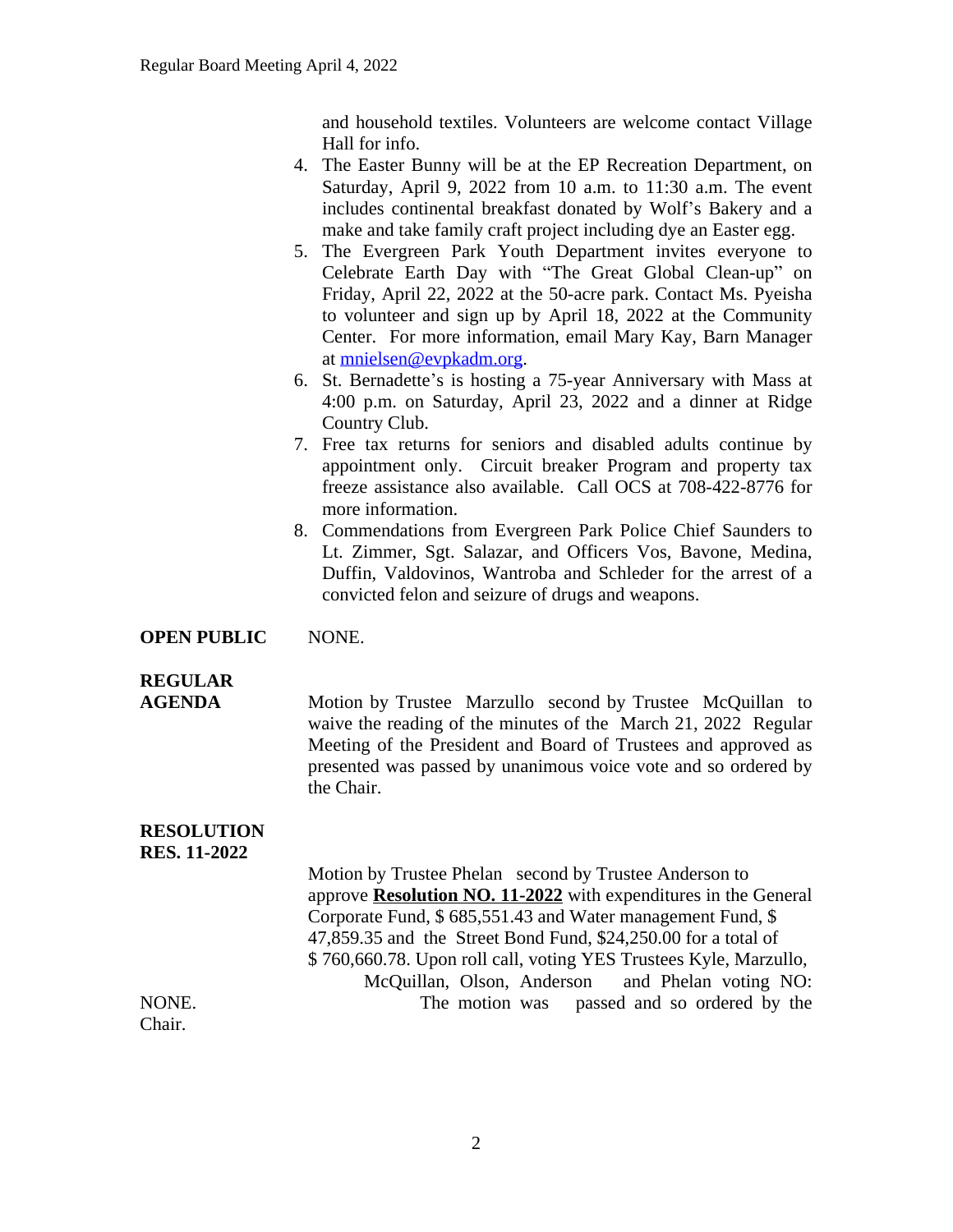and household textiles. Volunteers are welcome contact Village Hall for info.

4. The Easter Bunny will be at the EP Recreation Department, on Saturday, April 9, 2022 from 10 a.m. to 11:30 a.m. The event includes continental breakfast donated by Wolf's Bakery and a make and take family craft project including dye an Easter egg.
5. The Evergreen Park Youth Department invites everyone to Celebrate Earth Day with "The Great Global Clean-up" on Friday, April 22, 2022 at the 50-acre park. Contact Ms. Pyeisha to volunteer and sign up by April 18, 2022 at the Community Center. For more information, email Mary Kay, Barn Manager at mnielsen@evpkadm.org.
6. St. Bernadette's is hosting a 75-year Anniversary with Mass at 4:00 p.m. on Saturday, April 23, 2022 and a dinner at Ridge Country Club.
7. Free tax returns for seniors and disabled adults continue by appointment only. Circuit breaker Program and property tax freeze assistance also available. Call OCS at 708-422-8776 for more information.
8. Commendations from Evergreen Park Police Chief Saunders to Lt. Zimmer, Sgt. Salazar, and Officers Vos, Bavone, Medina, Duffin, Valdovinos, Wantroba and Schleder for the arrest of a convicted felon and seizure of drugs and weapons.

**OPEN PUBLIC** NONE.

**REGULAR AGENDA**

Motion by Trustee Marzullo second by Trustee McQuillan to waive the reading of the minutes of the March 21, 2022 Regular Meeting of the President and Board of Trustees and approved as presented was passed by unanimous voice vote and so ordered by the Chair.

**RESOLUTION**
**RES. 11-2022**

Motion by Trustee Phelan second by Trustee Anderson to approve **Resolution NO. 11-2022** with expenditures in the General Corporate Fund, $ 685,551.43 and Water management Fund, $ 47,859.35 and the Street Bond Fund, $24,250.00 for a total of $ 760,660.78. Upon roll call, voting YES Trustees Kyle, Marzullo, McQuillan, Olson, Anderson and Phelan voting NO: NONE. The motion was passed and so ordered by the Chair.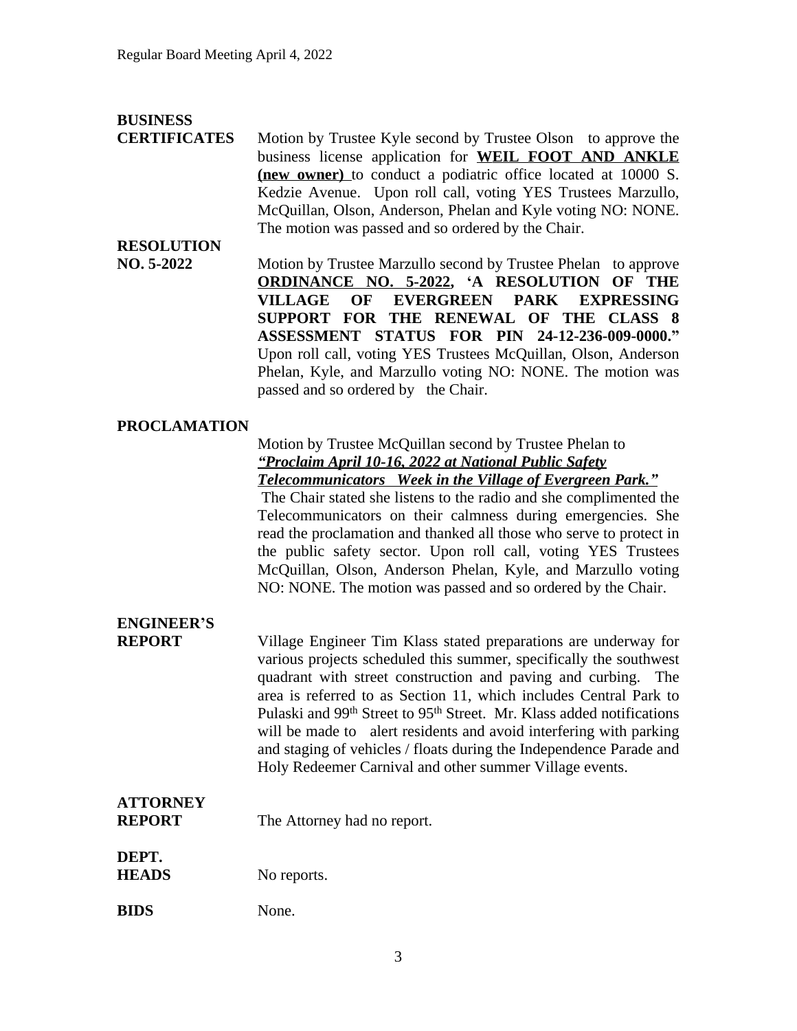**BUSINESS CERTIFICATES**

Motion by Trustee Kyle second by Trustee Olson to approve the business license application for **WEIL FOOT AND ANKLE (new owner)** to conduct a podiatric office located at 10000 S. Kedzie Avenue. Upon roll call, voting YES Trustees Marzullo, McQuillan, Olson, Anderson, Phelan and Kyle voting NO: NONE. The motion was passed and so ordered by the Chair.

**RESOLUTION NO. 5-2022**

Motion by Trustee Marzullo second by Trustee Phelan to approve **ORDINANCE NO. 5-2022, 'A RESOLUTION OF THE VILLAGE OF EVERGREEN PARK EXPRESSING SUPPORT FOR THE RENEWAL OF THE CLASS 8 ASSESSMENT STATUS FOR PIN 24-12-236-009-0000."** Upon roll call, voting YES Trustees McQuillan, Olson, Anderson Phelan, Kyle, and Marzullo voting NO: NONE. The motion was passed and so ordered by the Chair.

**PROCLAMATION**

Motion by Trustee McQuillan second by Trustee Phelan to ***"Proclaim April 10-16, 2022 at National Public Safety Telecommunicators Week in the Village of Evergreen Park."*** The Chair stated she listens to the radio and she complimented the Telecommunicators on their calmness during emergencies. She read the proclamation and thanked all those who serve to protect in the public safety sector. Upon roll call, voting YES Trustees McQuillan, Olson, Anderson Phelan, Kyle, and Marzullo voting NO: NONE. The motion was passed and so ordered by the Chair.

**ENGINEER'S REPORT**

Village Engineer Tim Klass stated preparations are underway for various projects scheduled this summer, specifically the southwest quadrant with street construction and paving and curbing. The area is referred to as Section 11, which includes Central Park to Pulaski and 99th Street to 95th Street. Mr. Klass added notifications will be made to alert residents and avoid interfering with parking and staging of vehicles / floats during the Independence Parade and Holy Redeemer Carnival and other summer Village events.

**ATTORNEY REPORT**

The Attorney had no report.

**DEPT. HEADS**

No reports.

**BIDS**

None.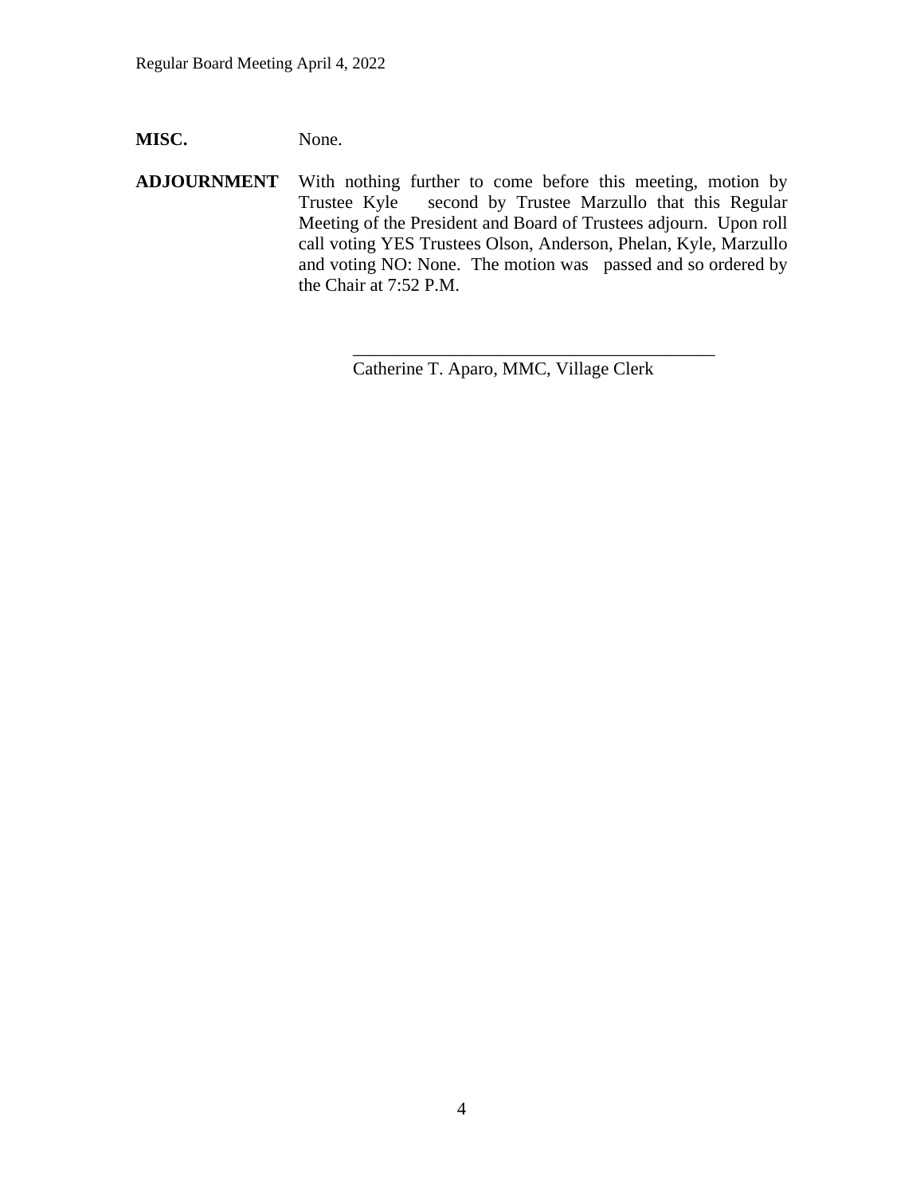**MISC.** None.

**ADJOURNMENT** With nothing further to come before this meeting, motion by Trustee Kyle second by Trustee Marzullo that this Regular Meeting of the President and Board of Trustees adjourn. Upon roll call voting YES Trustees Olson, Anderson, Phelan, Kyle, Marzullo and voting NO: None. The motion was passed and so ordered by the Chair at 7:52 P.M.

\_\_\_\_\_\_\_\_\_\_\_\_\_\_\_\_\_\_\_\_\_\_\_\_\_\_\_\_\_\_\_\_\_\_\_\_\_\_\_\_

Catherine T. Aparo, MMC, Village Clerk